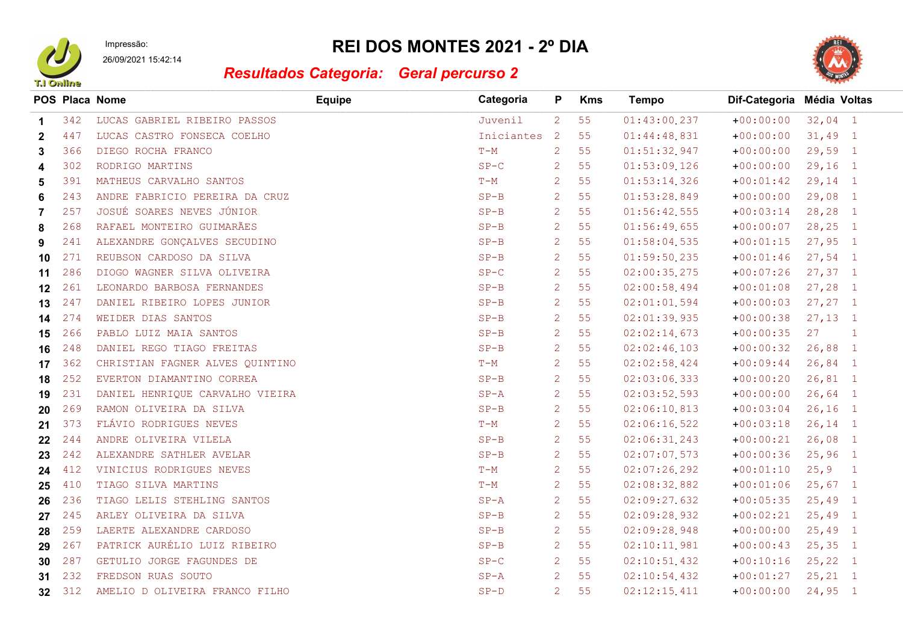Impressão:
26/09/2021 15:42:14

# REI DOS MONTES 2021 - 2º DIA

## *Resultados Categoria: Geral percurso 2*

| POS | Placa | Nome | Equipe | Categoria | P | Kms | Tempo | Dif-Categoria | Média | Voltas |
|---|---|---|---|---|---|---|---|---|---|---|
| 1 | 342 | LUCAS GABRIEL RIBEIRO PASSOS | | Juvenil | 2 | 55 | 01:43:00.237 | +00:00:00 | 32,04 | 1 |
| 2 | 447 | LUCAS CASTRO FONSECA COELHO | | Iniciantes | 2 | 55 | 01:44:48.831 | +00:00:00 | 31,49 | 1 |
| 3 | 366 | DIEGO ROCHA FRANCO | | T-M | 2 | 55 | 01:51:32.947 | +00:00:00 | 29,59 | 1 |
| 4 | 302 | RODRIGO MARTINS | | SP-C | 2 | 55 | 01:53:09.126 | +00:00:00 | 29,16 | 1 |
| 5 | 391 | MATHEUS CARVALHO SANTOS | | T-M | 2 | 55 | 01:53:14.326 | +00:01:42 | 29,14 | 1 |
| 6 | 243 | ANDRE FABRICIO PEREIRA DA CRUZ | | SP-B | 2 | 55 | 01:53:28.849 | +00:00:00 | 29,08 | 1 |
| 7 | 257 | JOSUÉ SOARES NEVES JÚNIOR | | SP-B | 2 | 55 | 01:56:42.555 | +00:03:14 | 28,28 | 1 |
| 8 | 268 | RAFAEL MONTEIRO GUIMARÃES | | SP-B | 2 | 55 | 01:56:49.655 | +00:00:07 | 28,25 | 1 |
| 9 | 241 | ALEXANDRE GONÇALVES SECUDINO | | SP-B | 2 | 55 | 01:58:04.535 | +00:01:15 | 27,95 | 1 |
| 10 | 271 | REUBSON CARDOSO DA SILVA | | SP-B | 2 | 55 | 01:59:50.235 | +00:01:46 | 27,54 | 1 |
| 11 | 286 | DIOGO WAGNER SILVA OLIVEIRA | | SP-C | 2 | 55 | 02:00:35.275 | +00:07:26 | 27,37 | 1 |
| 12 | 261 | LEONARDO BARBOSA FERNANDES | | SP-B | 2 | 55 | 02:00:58.494 | +00:01:08 | 27,28 | 1 |
| 13 | 247 | DANIEL RIBEIRO LOPES JUNIOR | | SP-B | 2 | 55 | 02:01:01.594 | +00:00:03 | 27,27 | 1 |
| 14 | 274 | WEIDER DIAS SANTOS | | SP-B | 2 | 55 | 02:01:39.935 | +00:00:38 | 27,13 | 1 |
| 15 | 266 | PABLO LUIZ MAIA SANTOS | | SP-B | 2 | 55 | 02:02:14.673 | +00:00:35 | 27 | 1 |
| 16 | 248 | DANIEL REGO TIAGO FREITAS | | SP-B | 2 | 55 | 02:02:46.103 | +00:00:32 | 26,88 | 1 |
| 17 | 362 | CHRISTIAN FAGNER ALVES QUINTINO | | T-M | 2 | 55 | 02:02:58.424 | +00:09:44 | 26,84 | 1 |
| 18 | 252 | EVERTON DIAMANTINO CORREA | | SP-B | 2 | 55 | 02:03:06.333 | +00:00:20 | 26,81 | 1 |
| 19 | 231 | DANIEL HENRIQUE CARVALHO VIEIRA | | SP-A | 2 | 55 | 02:03:52.593 | +00:00:00 | 26,64 | 1 |
| 20 | 269 | RAMON OLIVEIRA DA SILVA | | SP-B | 2 | 55 | 02:06:10.813 | +00:03:04 | 26,16 | 1 |
| 21 | 373 | FLÁVIO RODRIGUES NEVES | | T-M | 2 | 55 | 02:06:16.522 | +00:03:18 | 26,14 | 1 |
| 22 | 244 | ANDRE OLIVEIRA VILELA | | SP-B | 2 | 55 | 02:06:31.243 | +00:00:21 | 26,08 | 1 |
| 23 | 242 | ALEXANDRE SATHLER AVELAR | | SP-B | 2 | 55 | 02:07:07.573 | +00:00:36 | 25,96 | 1 |
| 24 | 412 | VINICIUS RODRIGUES NEVES | | T-M | 2 | 55 | 02:07:26.292 | +00:01:10 | 25,9 | 1 |
| 25 | 410 | TIAGO SILVA MARTINS | | T-M | 2 | 55 | 02:08:32.882 | +00:01:06 | 25,67 | 1 |
| 26 | 236 | TIAGO LELIS STEHLING SANTOS | | SP-A | 2 | 55 | 02:09:27.632 | +00:05:35 | 25,49 | 1 |
| 27 | 245 | ARLEY OLIVEIRA DA SILVA | | SP-B | 2 | 55 | 02:09:28.932 | +00:02:21 | 25,49 | 1 |
| 28 | 259 | LAERTE ALEXANDRE CARDOSO | | SP-B | 2 | 55 | 02:09:28.948 | +00:00:00 | 25,49 | 1 |
| 29 | 267 | PATRICK AURÉLIO LUIZ RIBEIRO | | SP-B | 2 | 55 | 02:10:11.981 | +00:00:43 | 25,35 | 1 |
| 30 | 287 | GETULIO JORGE FAGUNDES DE | | SP-C | 2 | 55 | 02:10:51.432 | +00:10:16 | 25,22 | 1 |
| 31 | 232 | FREDSON RUAS SOUTO | | SP-A | 2 | 55 | 02:10:54.432 | +00:01:27 | 25,21 | 1 |
| 32 | 312 | AMELIO D OLIVEIRA FRANCO FILHO | | SP-D | 2 | 55 | 02:12:15.411 | +00:00:00 | 24,95 | 1 |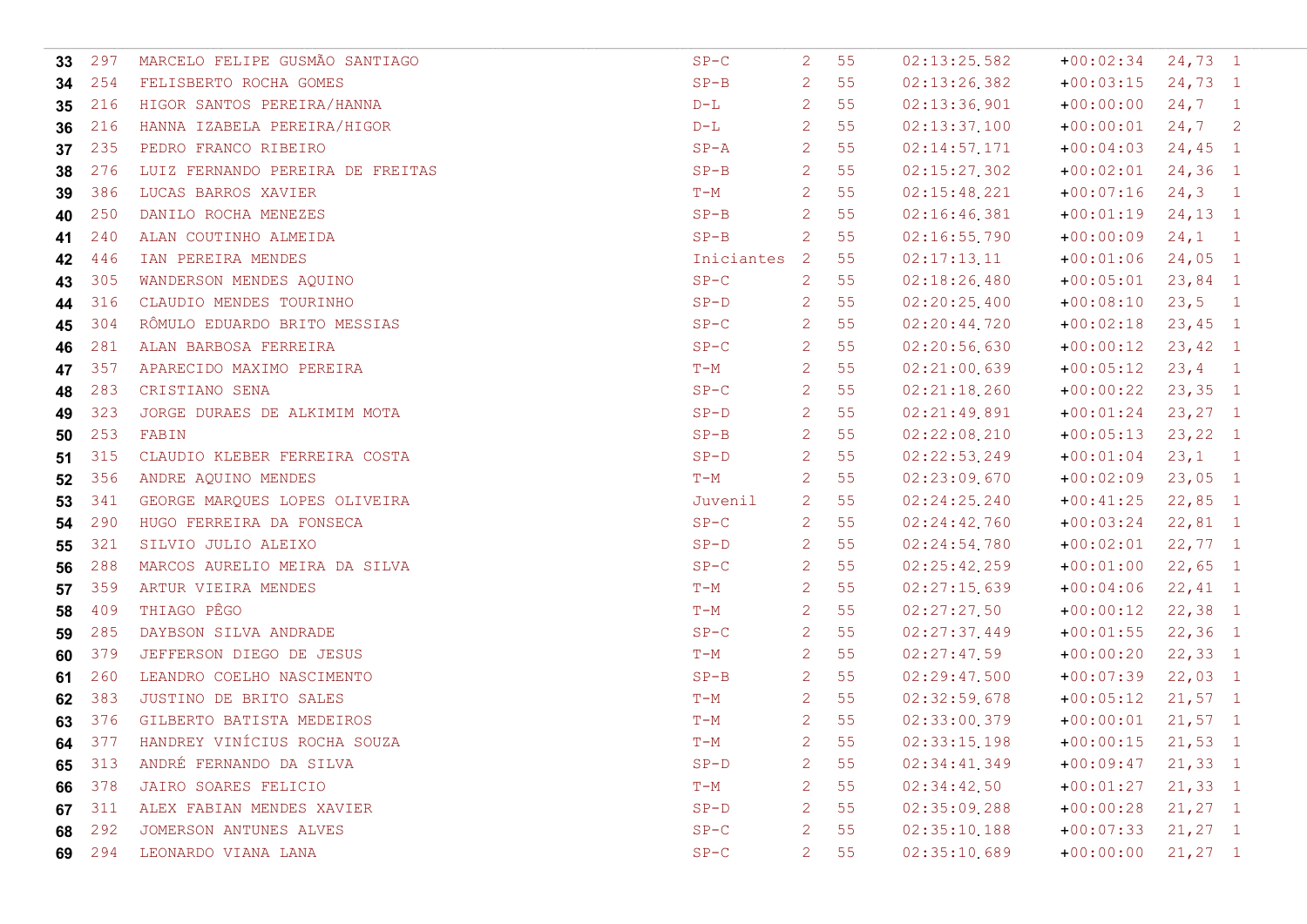| | | | | | | | | | |
|---|---|---|---|---|---|---|---|---|---|
| **33** | 297 | MARCELO FELIPE GUSMÃO SANTIAGO | SP-C | 2 | 55 | 02:13:25.582 | +00:02:34 | 24,73 | 1 |
| **34** | 254 | FELISBERTO ROCHA GOMES | SP-B | 2 | 55 | 02:13:26.382 | +00:03:15 | 24,73 | 1 |
| **35** | 216 | HIGOR SANTOS PEREIRA/HANNA | D-L | 2 | 55 | 02:13:36.901 | +00:00:00 | 24,7 | 1 |
| **36** | 216 | HANNA IZABELA PEREIRA/HIGOR | D-L | 2 | 55 | 02:13:37.100 | +00:00:01 | 24,7 | 2 |
| **37** | 235 | PEDRO FRANCO RIBEIRO | SP-A | 2 | 55 | 02:14:57.171 | +00:04:03 | 24,45 | 1 |
| **38** | 276 | LUIZ FERNANDO PEREIRA DE FREITAS | SP-B | 2 | 55 | 02:15:27.302 | +00:02:01 | 24,36 | 1 |
| **39** | 386 | LUCAS BARROS XAVIER | T-M | 2 | 55 | 02:15:48.221 | +00:07:16 | 24,3 | 1 |
| **40** | 250 | DANILO ROCHA MENEZES | SP-B | 2 | 55 | 02:16:46.381 | +00:01:19 | 24,13 | 1 |
| **41** | 240 | ALAN COUTINHO ALMEIDA | SP-B | 2 | 55 | 02:16:55.790 | +00:00:09 | 24,1 | 1 |
| **42** | 446 | IAN PEREIRA MENDES | Iniciantes | 2 | 55 | 02:17:13.11 | +00:01:06 | 24,05 | 1 |
| **43** | 305 | WANDERSON MENDES AQUINO | SP-C | 2 | 55 | 02:18:26.480 | +00:05:01 | 23,84 | 1 |
| **44** | 316 | CLAUDIO MENDES TOURINHO | SP-D | 2 | 55 | 02:20:25.400 | +00:08:10 | 23,5 | 1 |
| **45** | 304 | RÔMULO EDUARDO BRITO MESSIAS | SP-C | 2 | 55 | 02:20:44.720 | +00:02:18 | 23,45 | 1 |
| **46** | 281 | ALAN BARBOSA FERREIRA | SP-C | 2 | 55 | 02:20:56.630 | +00:00:12 | 23,42 | 1 |
| **47** | 357 | APARECIDO MAXIMO PEREIRA | T-M | 2 | 55 | 02:21:00.639 | +00:05:12 | 23,4 | 1 |
| **48** | 283 | CRISTIANO SENA | SP-C | 2 | 55 | 02:21:18.260 | +00:00:22 | 23,35 | 1 |
| **49** | 323 | JORGE DURAES DE ALKIMIM MOTA | SP-D | 2 | 55 | 02:21:49.891 | +00:01:24 | 23,27 | 1 |
| **50** | 253 | FABIN | SP-B | 2 | 55 | 02:22:08.210 | +00:05:13 | 23,22 | 1 |
| **51** | 315 | CLAUDIO KLEBER FERREIRA COSTA | SP-D | 2 | 55 | 02:22:53.249 | +00:01:04 | 23,1 | 1 |
| **52** | 356 | ANDRE AQUINO MENDES | T-M | 2 | 55 | 02:23:09.670 | +00:02:09 | 23,05 | 1 |
| **53** | 341 | GEORGE MARQUES LOPES OLIVEIRA | Juvenil | 2 | 55 | 02:24:25.240 | +00:41:25 | 22,85 | 1 |
| **54** | 290 | HUGO FERREIRA DA FONSECA | SP-C | 2 | 55 | 02:24:42.760 | +00:03:24 | 22,81 | 1 |
| **55** | 321 | SILVIO JULIO ALEIXO | SP-D | 2 | 55 | 02:24:54.780 | +00:02:01 | 22,77 | 1 |
| **56** | 288 | MARCOS AURELIO MEIRA DA SILVA | SP-C | 2 | 55 | 02:25:42.259 | +00:01:00 | 22,65 | 1 |
| **57** | 359 | ARTUR VIEIRA MENDES | T-M | 2 | 55 | 02:27:15.639 | +00:04:06 | 22,41 | 1 |
| **58** | 409 | THIAGO PÊGO | T-M | 2 | 55 | 02:27:27.50 | +00:00:12 | 22,38 | 1 |
| **59** | 285 | DAYBSON SILVA ANDRADE | SP-C | 2 | 55 | 02:27:37.449 | +00:01:55 | 22,36 | 1 |
| **60** | 379 | JEFFERSON DIEGO DE JESUS | T-M | 2 | 55 | 02:27:47.59 | +00:00:20 | 22,33 | 1 |
| **61** | 260 | LEANDRO COELHO NASCIMENTO | SP-B | 2 | 55 | 02:29:47.500 | +00:07:39 | 22,03 | 1 |
| **62** | 383 | JUSTINO DE BRITO SALES | T-M | 2 | 55 | 02:32:59.678 | +00:05:12 | 21,57 | 1 |
| **63** | 376 | GILBERTO BATISTA MEDEIROS | T-M | 2 | 55 | 02:33:00.379 | +00:00:01 | 21,57 | 1 |
| **64** | 377 | HANDREY VINÍCIUS ROCHA SOUZA | T-M | 2 | 55 | 02:33:15.198 | +00:00:15 | 21,53 | 1 |
| **65** | 313 | ANDRÉ FERNANDO DA SILVA | SP-D | 2 | 55 | 02:34:41.349 | +00:09:47 | 21,33 | 1 |
| **66** | 378 | JAIRO SOARES FELICIO | T-M | 2 | 55 | 02:34:42.50 | +00:01:27 | 21,33 | 1 |
| **67** | 311 | ALEX FABIAN MENDES XAVIER | SP-D | 2 | 55 | 02:35:09.288 | +00:00:28 | 21,27 | 1 |
| **68** | 292 | JOMERSON ANTUNES ALVES | SP-C | 2 | 55 | 02:35:10.188 | +00:07:33 | 21,27 | 1 |
| **69** | 294 | LEONARDO VIANA LANA | SP-C | 2 | 55 | 02:35:10.689 | +00:00:00 | 21,27 | 1 |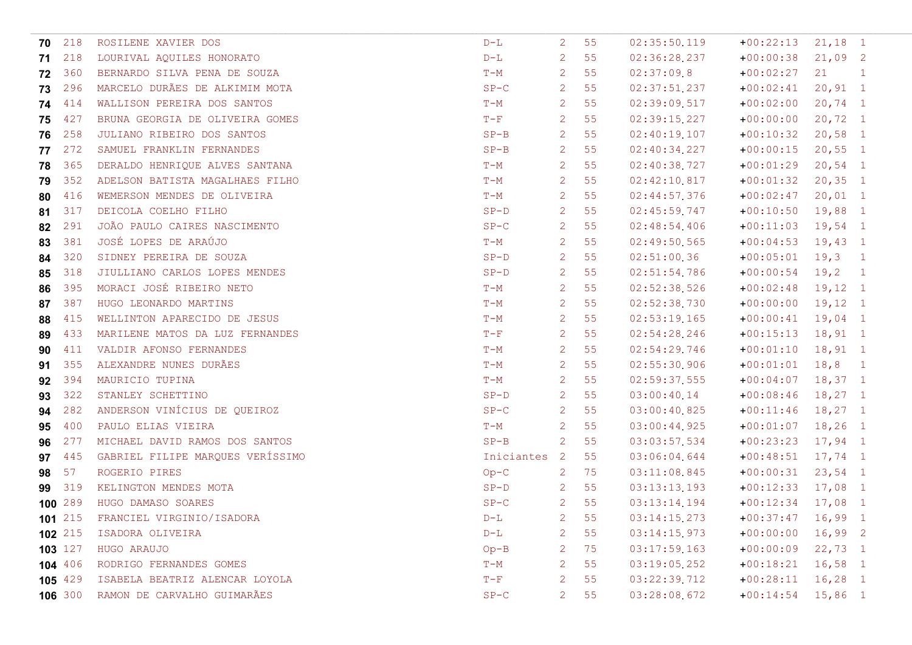| | | | | | | | | | |
|---|---|---|---|---|---|---|---|---|---|
| **70** | 218 | ROSILENE XAVIER DOS | D-L | 2 | 55 | 02:35:50.119 | +00:22:13 | 21,18 | 1 |
| **71** | 218 | LOURIVAL AQUILES HONORATO | D-L | 2 | 55 | 02:36:28.237 | +00:00:38 | 21,09 | 2 |
| **72** | 360 | BERNARDO SILVA PENA DE SOUZA | T-M | 2 | 55 | 02:37:09.8 | +00:02:27 | 21 | 1 |
| **73** | 296 | MARCELO DURÃES DE ALKIMIM MOTA | SP-C | 2 | 55 | 02:37:51.237 | +00:02:41 | 20,91 | 1 |
| **74** | 414 | WALLISON PEREIRA DOS SANTOS | T-M | 2 | 55 | 02:39:09.517 | +00:02:00 | 20,74 | 1 |
| **75** | 427 | BRUNA GEORGIA DE OLIVEIRA GOMES | T-F | 2 | 55 | 02:39:15.227 | +00:00:00 | 20,72 | 1 |
| **76** | 258 | JULIANO RIBEIRO DOS SANTOS | SP-B | 2 | 55 | 02:40:19.107 | +00:10:32 | 20,58 | 1 |
| **77** | 272 | SAMUEL FRANKLIN FERNANDES | SP-B | 2 | 55 | 02:40:34.227 | +00:00:15 | 20,55 | 1 |
| **78** | 365 | DERALDO HENRIQUE ALVES SANTANA | T-M | 2 | 55 | 02:40:38.727 | +00:01:29 | 20,54 | 1 |
| **79** | 352 | ADELSON BATISTA MAGALHAES FILHO | T-M | 2 | 55 | 02:42:10.817 | +00:01:32 | 20,35 | 1 |
| **80** | 416 | WEMERSON MENDES DE OLIVEIRA | T-M | 2 | 55 | 02:44:57.376 | +00:02:47 | 20,01 | 1 |
| **81** | 317 | DEICOLA COELHO FILHO | SP-D | 2 | 55 | 02:45:59.747 | +00:10:50 | 19,88 | 1 |
| **82** | 291 | JOÃO PAULO CAIRES NASCIMENTO | SP-C | 2 | 55 | 02:48:54.406 | +00:11:03 | 19,54 | 1 |
| **83** | 381 | JOSÉ LOPES DE ARAÚJO | T-M | 2 | 55 | 02:49:50.565 | +00:04:53 | 19,43 | 1 |
| **84** | 320 | SIDNEY PEREIRA DE SOUZA | SP-D | 2 | 55 | 02:51:00.36 | +00:05:01 | 19,3 | 1 |
| **85** | 318 | JIULLIANO CARLOS LOPES MENDES | SP-D | 2 | 55 | 02:51:54.786 | +00:00:54 | 19,2 | 1 |
| **86** | 395 | MORACI JOSÉ RIBEIRO NETO | T-M | 2 | 55 | 02:52:38.526 | +00:02:48 | 19,12 | 1 |
| **87** | 387 | HUGO LEONARDO MARTINS | T-M | 2 | 55 | 02:52:38.730 | +00:00:00 | 19,12 | 1 |
| **88** | 415 | WELLINTON APARECIDO DE JESUS | T-M | 2 | 55 | 02:53:19.165 | +00:00:41 | 19,04 | 1 |
| **89** | 433 | MARILENE MATOS DA LUZ FERNANDES | T-F | 2 | 55 | 02:54:28.246 | +00:15:13 | 18,91 | 1 |
| **90** | 411 | VALDIR AFONSO FERNANDES | T-M | 2 | 55 | 02:54:29.746 | +00:01:10 | 18,91 | 1 |
| **91** | 355 | ALEXANDRE NUNES DURÃES | T-M | 2 | 55 | 02:55:30.906 | +00:01:01 | 18,8 | 1 |
| **92** | 394 | MAURICIO TUPINA | T-M | 2 | 55 | 02:59:37.555 | +00:04:07 | 18,37 | 1 |
| **93** | 322 | STANLEY SCHETTINO | SP-D | 2 | 55 | 03:00:40.14 | +00:08:46 | 18,27 | 1 |
| **94** | 282 | ANDERSON VINÍCIUS DE QUEIROZ | SP-C | 2 | 55 | 03:00:40.825 | +00:11:46 | 18,27 | 1 |
| **95** | 400 | PAULO ELIAS VIEIRA | T-M | 2 | 55 | 03:00:44.925 | +00:01:07 | 18,26 | 1 |
| **96** | 277 | MICHAEL DAVID RAMOS DOS SANTOS | SP-B | 2 | 55 | 03:03:57.534 | +00:23:23 | 17,94 | 1 |
| **97** | 445 | GABRIEL FILIPE MARQUES VERÍSSIMO | Iniciantes | 2 | 55 | 03:06:04.644 | +00:48:51 | 17,74 | 1 |
| **98** | 57 | ROGERIO PIRES | Op-C | 2 | 75 | 03:11:08.845 | +00:00:31 | 23,54 | 1 |
| **99** | 319 | KELINGTON MENDES MOTA | SP-D | 2 | 55 | 03:13:13.193 | +00:12:33 | 17,08 | 1 |
| **100** | 289 | HUGO DAMASO SOARES | SP-C | 2 | 55 | 03:13:14.194 | +00:12:34 | 17,08 | 1 |
| **101** | 215 | FRANCIEL VIRGINIO/ISADORA | D-L | 2 | 55 | 03:14:15.273 | +00:37:47 | 16,99 | 1 |
| **102** | 215 | ISADORA OLIVEIRA | D-L | 2 | 55 | 03:14:15.973 | +00:00:00 | 16,99 | 2 |
| **103** | 127 | HUGO ARAUJO | Op-B | 2 | 75 | 03:17:59.163 | +00:00:09 | 22,73 | 1 |
| **104** | 406 | RODRIGO FERNANDES GOMES | T-M | 2 | 55 | 03:19:05.252 | +00:18:21 | 16,58 | 1 |
| **105** | 429 | ISABELA BEATRIZ ALENCAR LOYOLA | T-F | 2 | 55 | 03:22:39.712 | +00:28:11 | 16,28 | 1 |
| **106** | 300 | RAMON DE CARVALHO GUIMARÃES | SP-C | 2 | 55 | 03:28:08.672 | +00:14:54 | 15,86 | 1 |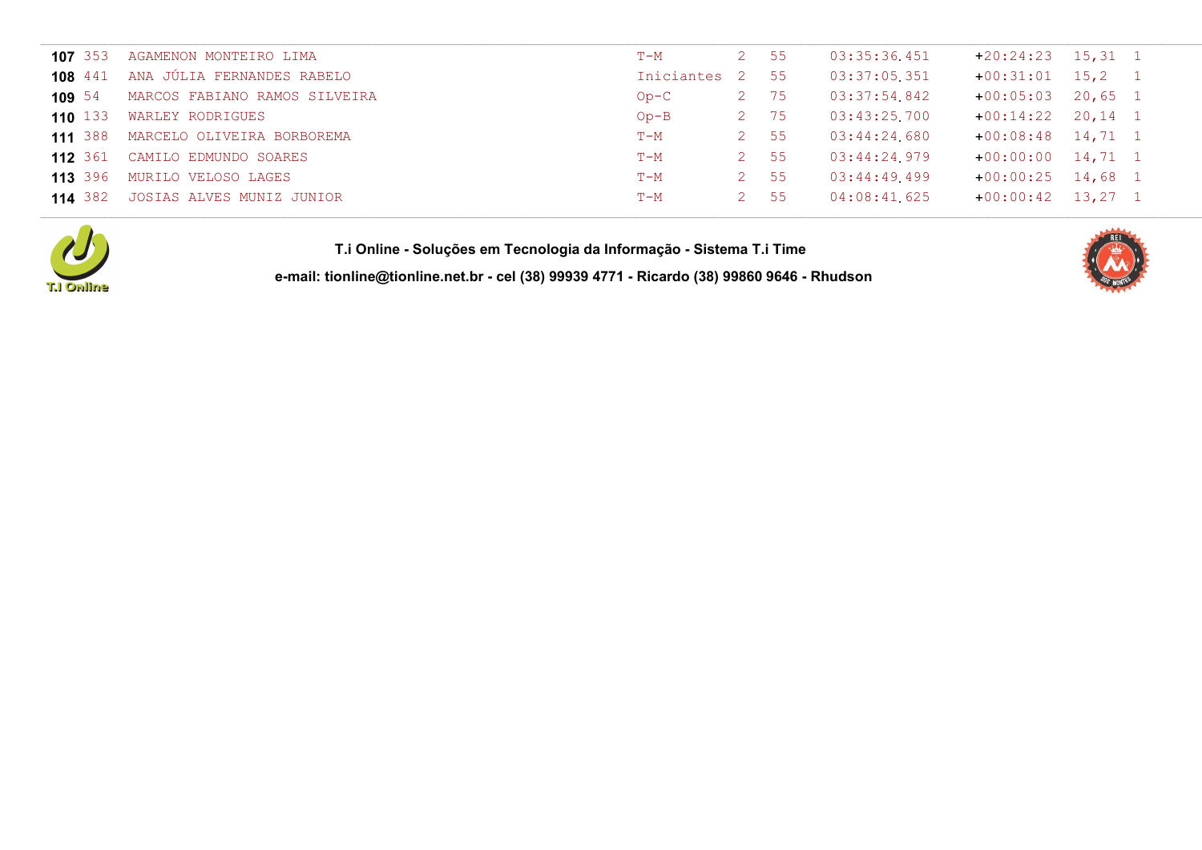| | | | | | | | | | |
|---|---|---|---|---|---|---|---|---|---|
| **107** | 353 | AGAMENON MONTEIRO LIMA | T-M | 2 | 55 | 03:35:36.451 | +20:24:23 | 15,31 | 1 |
| **108** | 441 | ANA JÚLIA FERNANDES RABELO | Iniciantes | 2 | 55 | 03:37:05.351 | +00:31:01 | 15,2 | 1 |
| **109** | 54 | MARCOS FABIANO RAMOS SILVEIRA | Op-C | 2 | 75 | 03:37:54.842 | +00:05:03 | 20,65 | 1 |
| **110** | 133 | WARLEY RODRIGUES | Op-B | 2 | 75 | 03:43:25.700 | +00:14:22 | 20,14 | 1 |
| **111** | 388 | MARCELO OLIVEIRA BORBOREMA | T-M | 2 | 55 | 03:44:24.680 | +00:08:48 | 14,71 | 1 |
| **112** | 361 | CAMILO EDMUNDO SOARES | T-M | 2 | 55 | 03:44:24.979 | +00:00:00 | 14,71 | 1 |
| **113** | 396 | MURILO VELOSO LAGES | T-M | 2 | 55 | 03:44:49.499 | +00:00:25 | 14,68 | 1 |
| **114** | 382 | JOSIAS ALVES MUNIZ JUNIOR | T-M | 2 | 55 | 04:08:41.625 | +00:00:42 | 13,27 | 1 |

**T.i Online - Soluções em Tecnologia da Informação - Sistema T.i Time**

**e-mail: tionline@tionline.net.br - cel (38) 99939 4771 - Ricardo (38) 99860 9646 - Rhudson**